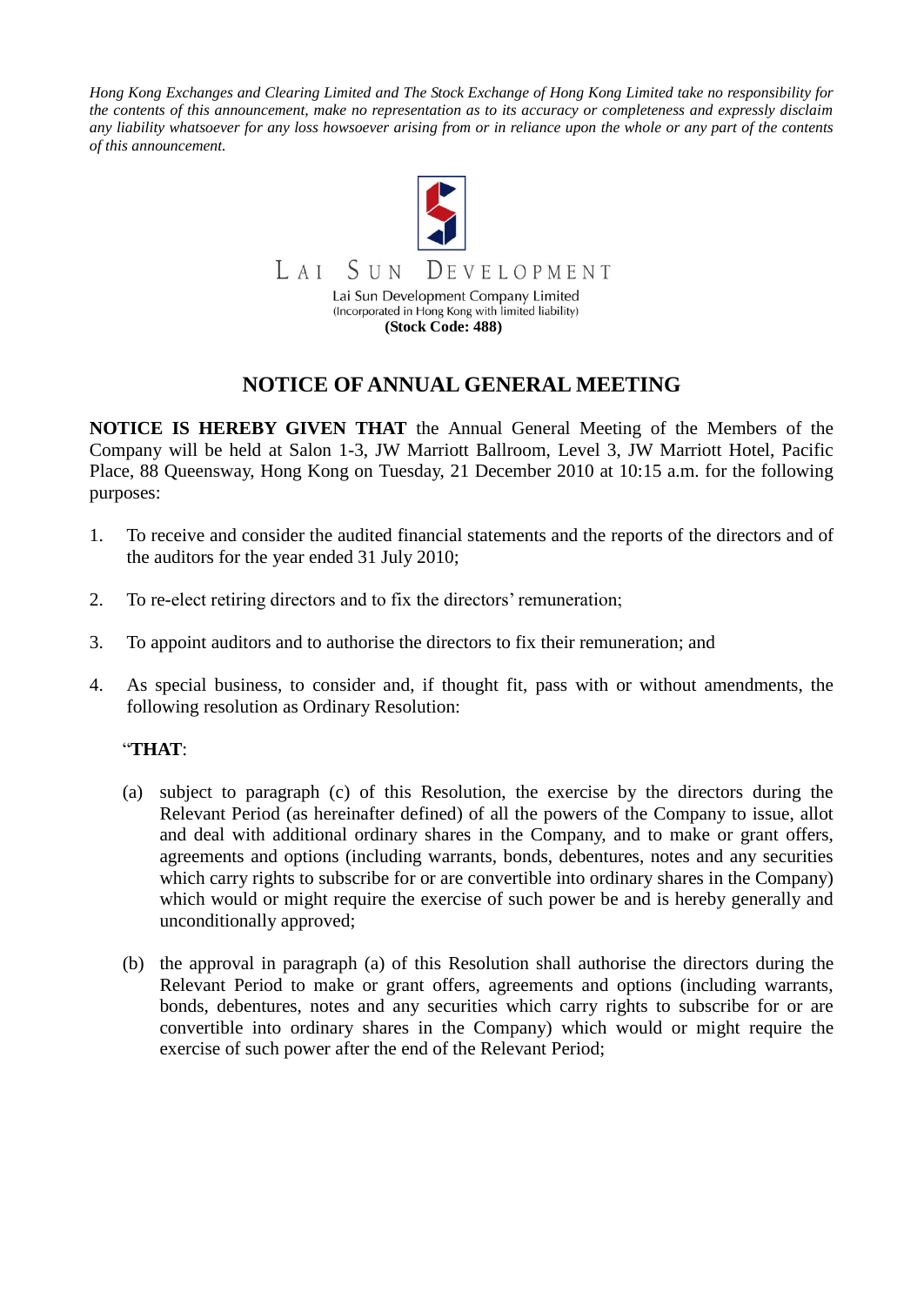*Hong Kong Exchanges and Clearing Limited and The Stock Exchange of Hong Kong Limited take no responsibility for the contents of this announcement, make no representation as to its accuracy or completeness and expressly disclaim any liability whatsoever for any loss howsoever arising from or in reliance upon the whole or any part of the contents of this announcement.*

LAI SUN DEVELOPMENT

Lai Sun Development Company Limited
(Incorporated in Hong Kong with limited liability)
**(Stock Code: 488)**

# NOTICE OF ANNUAL GENERAL MEETING

**NOTICE IS HEREBY GIVEN THAT** the Annual General Meeting of the Members of the Company will be held at Salon 1-3, JW Marriott Ballroom, Level 3, JW Marriott Hotel, Pacific Place, 88 Queensway, Hong Kong on Tuesday, 21 December 2010 at 10:15 a.m. for the following purposes:

1. To receive and consider the audited financial statements and the reports of the directors and of the auditors for the year ended 31 July 2010;

2. To re-elect retiring directors and to fix the directors' remuneration;

3. To appoint auditors and to authorise the directors to fix their remuneration; and

4. As special business, to consider and, if thought fit, pass with or without amendments, the following resolution as Ordinary Resolution:

   "**THAT**:

   (a) subject to paragraph (c) of this Resolution, the exercise by the directors during the Relevant Period (as hereinafter defined) of all the powers of the Company to issue, allot and deal with additional ordinary shares in the Company, and to make or grant offers, agreements and options (including warrants, bonds, debentures, notes and any securities which carry rights to subscribe for or are convertible into ordinary shares in the Company) which would or might require the exercise of such power be and is hereby generally and unconditionally approved;

   (b) the approval in paragraph (a) of this Resolution shall authorise the directors during the Relevant Period to make or grant offers, agreements and options (including warrants, bonds, debentures, notes and any securities which carry rights to subscribe for or are convertible into ordinary shares in the Company) which would or might require the exercise of such power after the end of the Relevant Period;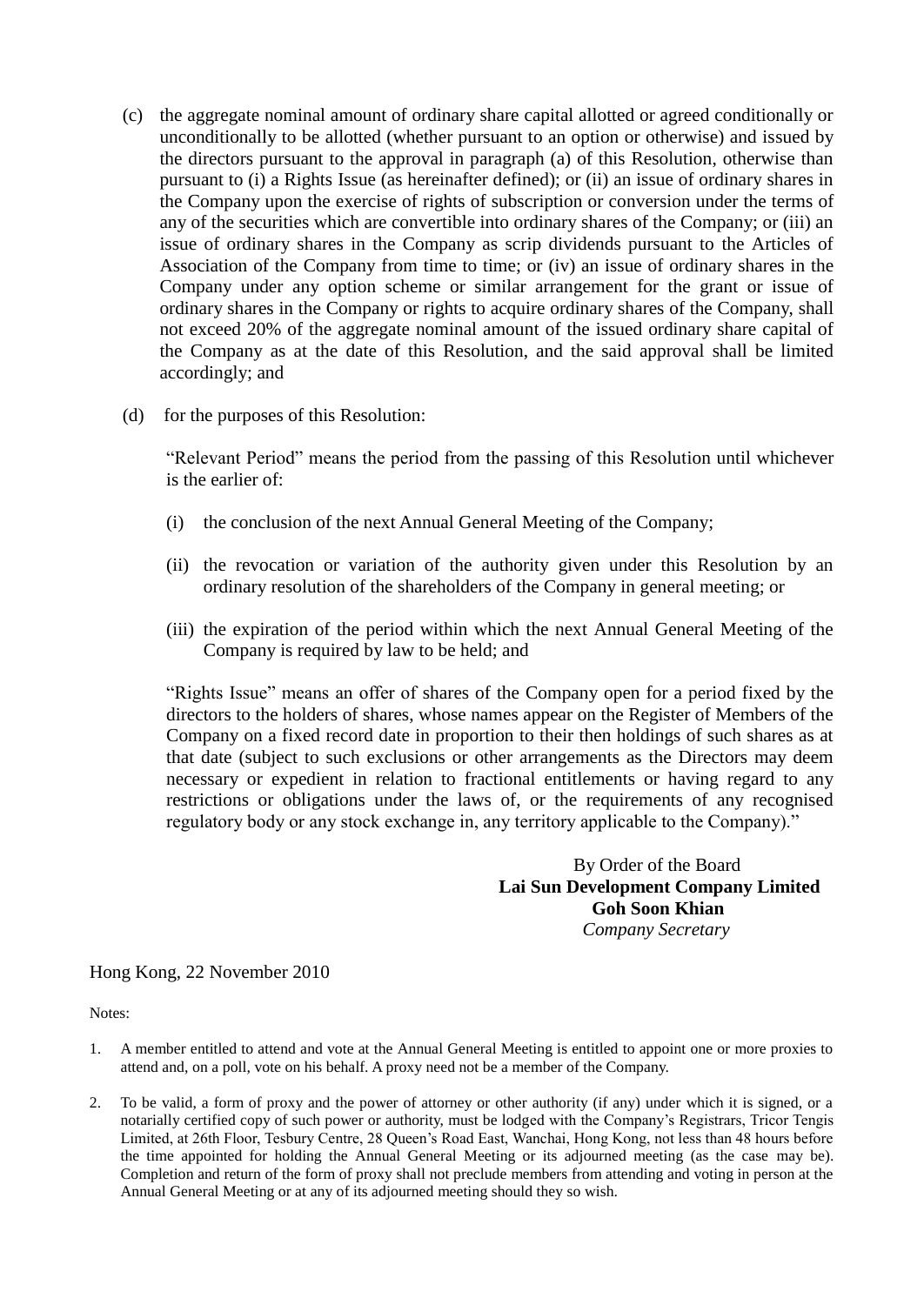(c) the aggregate nominal amount of ordinary share capital allotted or agreed conditionally or unconditionally to be allotted (whether pursuant to an option or otherwise) and issued by the directors pursuant to the approval in paragraph (a) of this Resolution, otherwise than pursuant to (i) a Rights Issue (as hereinafter defined); or (ii) an issue of ordinary shares in the Company upon the exercise of rights of subscription or conversion under the terms of any of the securities which are convertible into ordinary shares of the Company; or (iii) an issue of ordinary shares in the Company as scrip dividends pursuant to the Articles of Association of the Company from time to time; or (iv) an issue of ordinary shares in the Company under any option scheme or similar arrangement for the grant or issue of ordinary shares in the Company or rights to acquire ordinary shares of the Company, shall not exceed 20% of the aggregate nominal amount of the issued ordinary share capital of the Company as at the date of this Resolution, and the said approval shall be limited accordingly; and

(d) for the purposes of this Resolution:

"Relevant Period" means the period from the passing of this Resolution until whichever is the earlier of:

(i) the conclusion of the next Annual General Meeting of the Company;

(ii) the revocation or variation of the authority given under this Resolution by an ordinary resolution of the shareholders of the Company in general meeting; or

(iii) the expiration of the period within which the next Annual General Meeting of the Company is required by law to be held; and

"Rights Issue" means an offer of shares of the Company open for a period fixed by the directors to the holders of shares, whose names appear on the Register of Members of the Company on a fixed record date in proportion to their then holdings of such shares as at that date (subject to such exclusions or other arrangements as the Directors may deem necessary or expedient in relation to fractional entitlements or having regard to any restrictions or obligations under the laws of, or the requirements of any recognised regulatory body or any stock exchange in, any territory applicable to the Company)."

By Order of the Board
**Lai Sun Development Company Limited**
**Goh Soon Khian**
*Company Secretary*

Hong Kong, 22 November 2010

Notes:

1. A member entitled to attend and vote at the Annual General Meeting is entitled to appoint one or more proxies to attend and, on a poll, vote on his behalf. A proxy need not be a member of the Company.

2. To be valid, a form of proxy and the power of attorney or other authority (if any) under which it is signed, or a notarially certified copy of such power or authority, must be lodged with the Company's Registrars, Tricor Tengis Limited, at 26th Floor, Tesbury Centre, 28 Queen's Road East, Wanchai, Hong Kong, not less than 48 hours before the time appointed for holding the Annual General Meeting or its adjourned meeting (as the case may be). Completion and return of the form of proxy shall not preclude members from attending and voting in person at the Annual General Meeting or at any of its adjourned meeting should they so wish.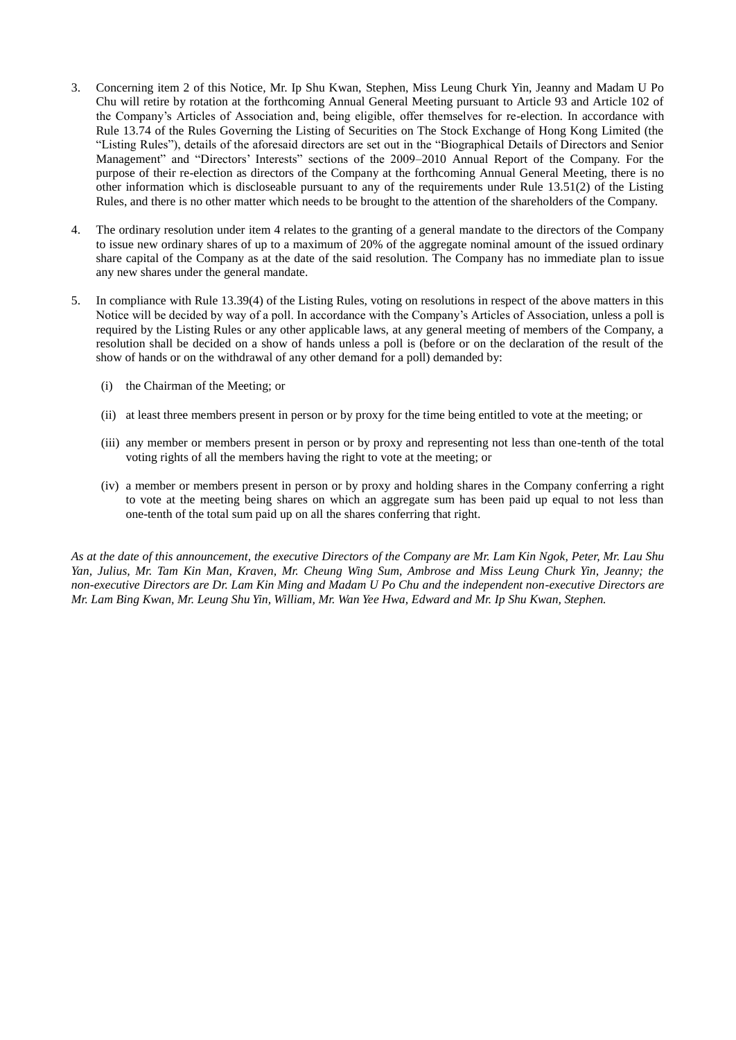3. Concerning item 2 of this Notice, Mr. Ip Shu Kwan, Stephen, Miss Leung Churk Yin, Jeanny and Madam U Po Chu will retire by rotation at the forthcoming Annual General Meeting pursuant to Article 93 and Article 102 of the Company's Articles of Association and, being eligible, offer themselves for re-election. In accordance with Rule 13.74 of the Rules Governing the Listing of Securities on The Stock Exchange of Hong Kong Limited (the "Listing Rules"), details of the aforesaid directors are set out in the "Biographical Details of Directors and Senior Management" and "Directors' Interests" sections of the 2009–2010 Annual Report of the Company. For the purpose of their re-election as directors of the Company at the forthcoming Annual General Meeting, there is no other information which is discloseable pursuant to any of the requirements under Rule 13.51(2) of the Listing Rules, and there is no other matter which needs to be brought to the attention of the shareholders of the Company.

4. The ordinary resolution under item 4 relates to the granting of a general mandate to the directors of the Company to issue new ordinary shares of up to a maximum of 20% of the aggregate nominal amount of the issued ordinary share capital of the Company as at the date of the said resolution. The Company has no immediate plan to issue any new shares under the general mandate.

5. In compliance with Rule 13.39(4) of the Listing Rules, voting on resolutions in respect of the above matters in this Notice will be decided by way of a poll. In accordance with the Company's Articles of Association, unless a poll is required by the Listing Rules or any other applicable laws, at any general meeting of members of the Company, a resolution shall be decided on a show of hands unless a poll is (before or on the declaration of the result of the show of hands or on the withdrawal of any other demand for a poll) demanded by:

   (i) the Chairman of the Meeting; or

   (ii) at least three members present in person or by proxy for the time being entitled to vote at the meeting; or

   (iii) any member or members present in person or by proxy and representing not less than one-tenth of the total voting rights of all the members having the right to vote at the meeting; or

   (iv) a member or members present in person or by proxy and holding shares in the Company conferring a right to vote at the meeting being shares on which an aggregate sum has been paid up equal to not less than one-tenth of the total sum paid up on all the shares conferring that right.

*As at the date of this announcement, the executive Directors of the Company are Mr. Lam Kin Ngok, Peter, Mr. Lau Shu Yan, Julius, Mr. Tam Kin Man, Kraven, Mr. Cheung Wing Sum, Ambrose and Miss Leung Churk Yin, Jeanny; the non-executive Directors are Dr. Lam Kin Ming and Madam U Po Chu and the independent non-executive Directors are Mr. Lam Bing Kwan, Mr. Leung Shu Yin, William, Mr. Wan Yee Hwa, Edward and Mr. Ip Shu Kwan, Stephen.*